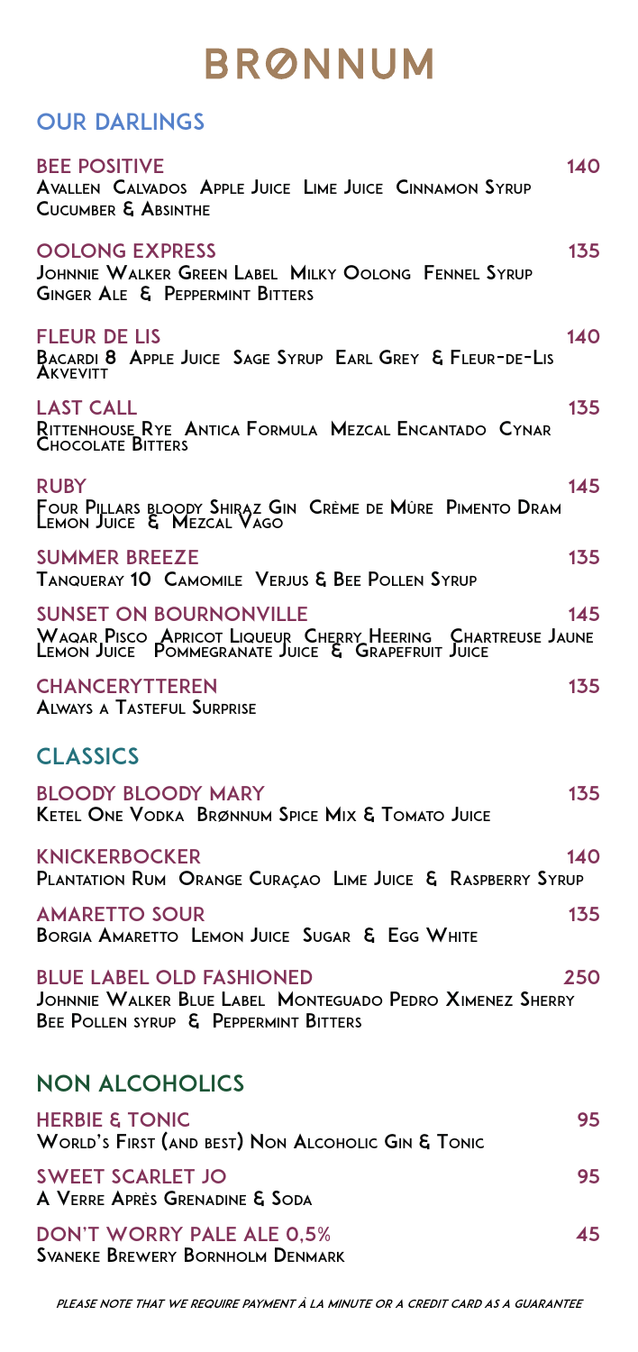# BRØNNUM

## OUR DARLINGS

**BEE POSITIVE** 140
Avallen Calvados Apple Juice Lime Juice Cinnamon Syrup Cucumber & Absinthe

**OOLONG EXPRESS** 135
Johnnie Walker Green Label Milky Oolong Fennel Syrup Ginger Ale & Peppermint Bitters

**FLEUR DE LIS** 140
Bacardi 8 Apple Juice Sage Syrup Earl Grey & Fleur-de-Lis Akvevitt

**LAST CALL** 135
Rittenhouse Rye Antica Formula Mezcal Encantado Cynar Chocolate Bitters

**RUBY** 145
Four Pillars bloody Shiraz Gin Crème de Mûre Pimento Dram Lemon Juice & Mezcal Vago

**SUMMER BREEZE** 135
Tanqueray 10 Camomile Verjus & Bee Pollen Syrup

**SUNSET ON BOURNONVILLE** 145
Waqar Pisco Apricot Liqueur Cherry Heering Chartreuse Jaune Lemon Juice Pommegranate Juice & Grapefruit Juice

**CHANCERYTTEREN** 135
Always a Tasteful Surprise

## CLASSICS

**BLOODY BLOODY MARY** 135
Ketel One Vodka Brønnum Spice Mix & Tomato Juice

**KNICKERBOCKER** 140
Plantation Rum Orange Curaçao Lime Juice & Raspberry Syrup

**AMARETTO SOUR** 135
Borgia Amaretto Lemon Juice Sugar & Egg White

**BLUE LABEL OLD FASHIONED** 250
Johnnie Walker Blue Label Monteguado Pedro Ximenez Sherry Bee Pollen syrup & Peppermint Bitters

## NON ALCOHOLICS

**HERBIE & TONIC** 95
World's First (and best) Non Alcoholic Gin & Tonic

**SWEET SCARLET JO** 95
A Verre Après Grenadine & Soda

**DON'T WORRY PALE ALE 0,5%** 45
Svaneke Brewery Bornholm Denmark

*Please note that we require payment à la minute or a credit card as a guarantee*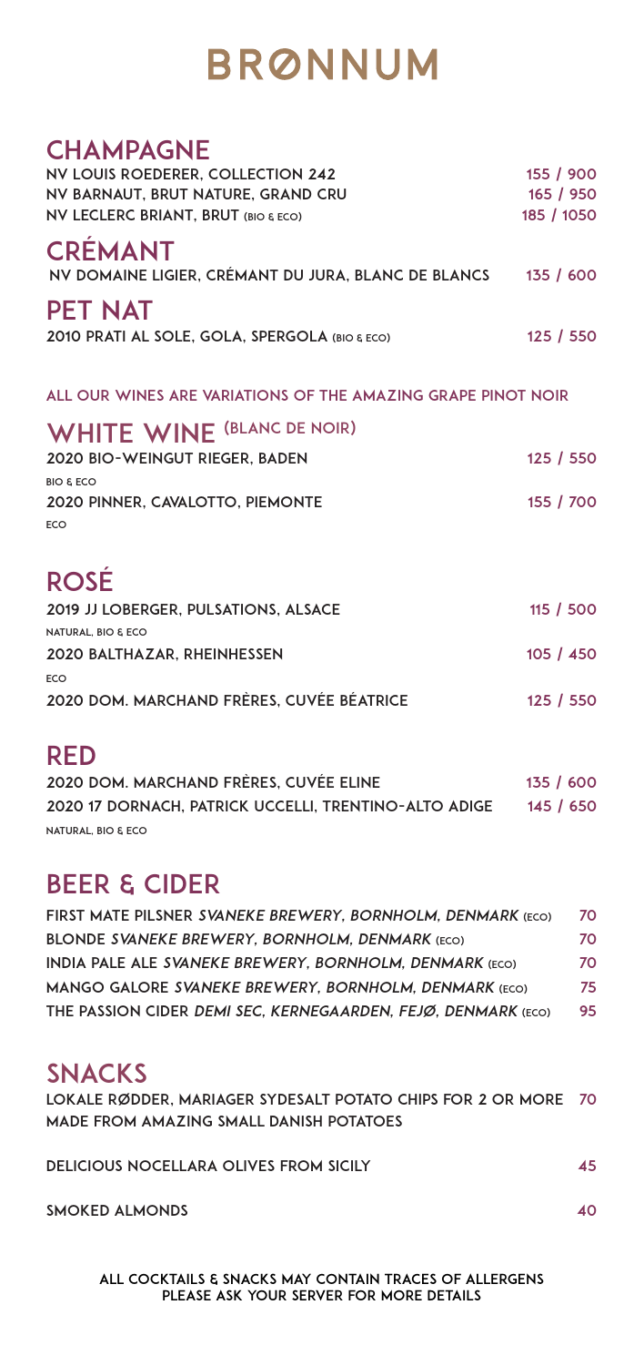# BRØNNUM

## CHAMPAGNE

| | |
|---|---|
| NV LOUIS ROEDERER, COLLECTION 242 | 155 / 900 |
| NV BARNAUT, BRUT NATURE, GRAND CRU | 165 / 950 |
| NV LECLERC BRIANT, BRUT (BIO & ECO) | 185 / 1050 |

## CRÉMANT

| | |
|---|---|
| NV DOMAINE LIGIER, CRÉMANT DU JURA, BLANC DE BLANCS | 135 / 600 |

## PET NAT

| | |
|---|---|
| 2010 PRATI AL SOLE, GOLA, SPERGOLA (BIO & ECO) | 125 / 550 |

ALL OUR WINES ARE VARIATIONS OF THE AMAZING GRAPE PINOT NOIR

## WHITE WINE (BLANC DE NOIR)

| | |
|---|---|
| 2020 BIO-WEINGUT RIEGER, BADEN<br>BIO & ECO | 125 / 550 |
| 2020 PINNER, CAVALOTTO, PIEMONTE<br>ECO | 155 / 700 |

## ROSÉ

| | |
|---|---|
| 2019 JJ LOBERGER, PULSATIONS, ALSACE<br>NATURAL, BIO & ECO | 115 / 500 |
| 2020 BALTHAZAR, RHEINHESSEN<br>ECO | 105 / 450 |
| 2020 DOM. MARCHAND FRÈRES, CUVÉE BÉATRICE | 125 / 550 |

## RED

| | |
|---|---|
| 2020 DOM. MARCHAND FRÈRES, CUVÉE ELINE | 135 / 600 |
| 2020 17 DORNACH, PATRICK UCCELLI, TRENTINO-ALTO ADIGE<br>NATURAL, BIO & ECO | 145 / 650 |

## BEER & CIDER

| | |
|---|---|
| FIRST MATE PILSNER *SVANEKE BREWERY, BORNHOLM, DENMARK* (ECO) | 70 |
| BLONDE *SVANEKE BREWERY, BORNHOLM, DENMARK* (ECO) | 70 |
| INDIA PALE ALE *SVANEKE BREWERY, BORNHOLM, DENMARK* (ECO) | 70 |
| MANGO GALORE *SVANEKE BREWERY, BORNHOLM, DENMARK* (ECO) | 75 |
| THE PASSION CIDER *DEMI SEC, KERNEGAARDEN, FEJØ, DENMARK* (ECO) | 95 |

## SNACKS

| | |
|---|---|
| LOKALE RØDDER, MARIAGER SYDESALT POTATO CHIPS FOR 2 OR MORE<br>MADE FROM AMAZING SMALL DANISH POTATOES | 70 |
| DELICIOUS NOCELLARA OLIVES FROM SICILY | 45 |
| SMOKED ALMONDS | 40 |

ALL COCKTAILS & SNACKS MAY CONTAIN TRACES OF ALLERGENS
PLEASE ASK YOUR SERVER FOR MORE DETAILS